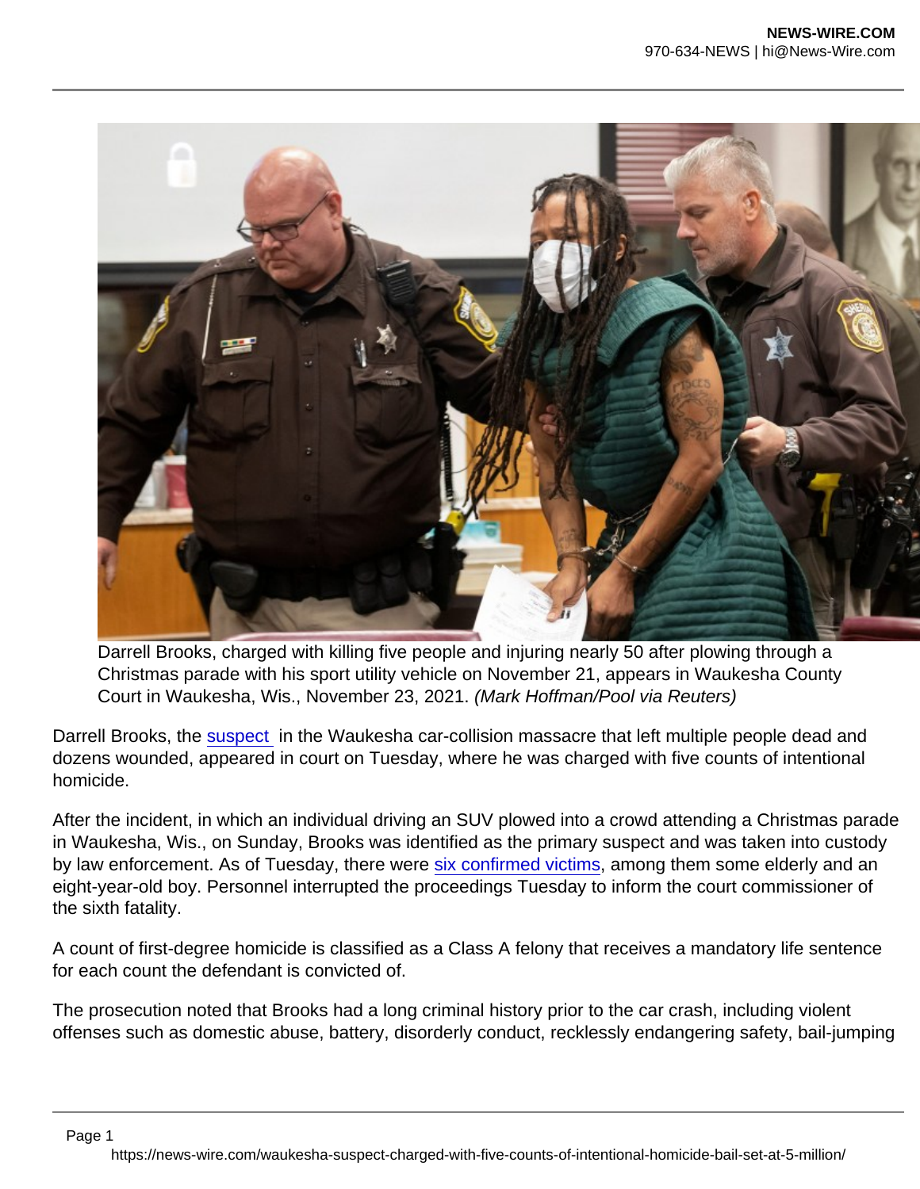Darrell Brooks, charged with killing five people and injuring nearly 50 after plowing through a Christmas parade with his sport utility vehicle on November 21, appears in Waukesha County Court in Waukesha, Wis., November 23, 2021. *(Mark Hoffman/Pool via Reuters)*

Darrell Brooks, the suspect in the Waukesha car-collision massacre that left multiple people dead and dozens wounded, appeared in court on Tuesday, where he was charged with five counts of intentional homicide.

After the incident, in which an individual driving an SUV plowed into a crowd attending a Christmas parade in Waukesha, Wis., on Sunday, Brooks was identified as the primary suspect and was taken into custody by law enforcement. As of Tuesday, there were six confirmed victims, among them some elderly and an eight-year-old boy. Personnel interrupted the proceedings Tuesday to inform the court commissioner of the sixth fatality.

A count of first-degree homicide is classified as a Class A felony that receives a mandatory life sentence for each count the defendant is convicted of.

The prosecution noted that Brooks had a long criminal history prior to the car crash, including violent offenses such as domestic abuse, battery, disorderly conduct, recklessly endangering safety, bail-jumping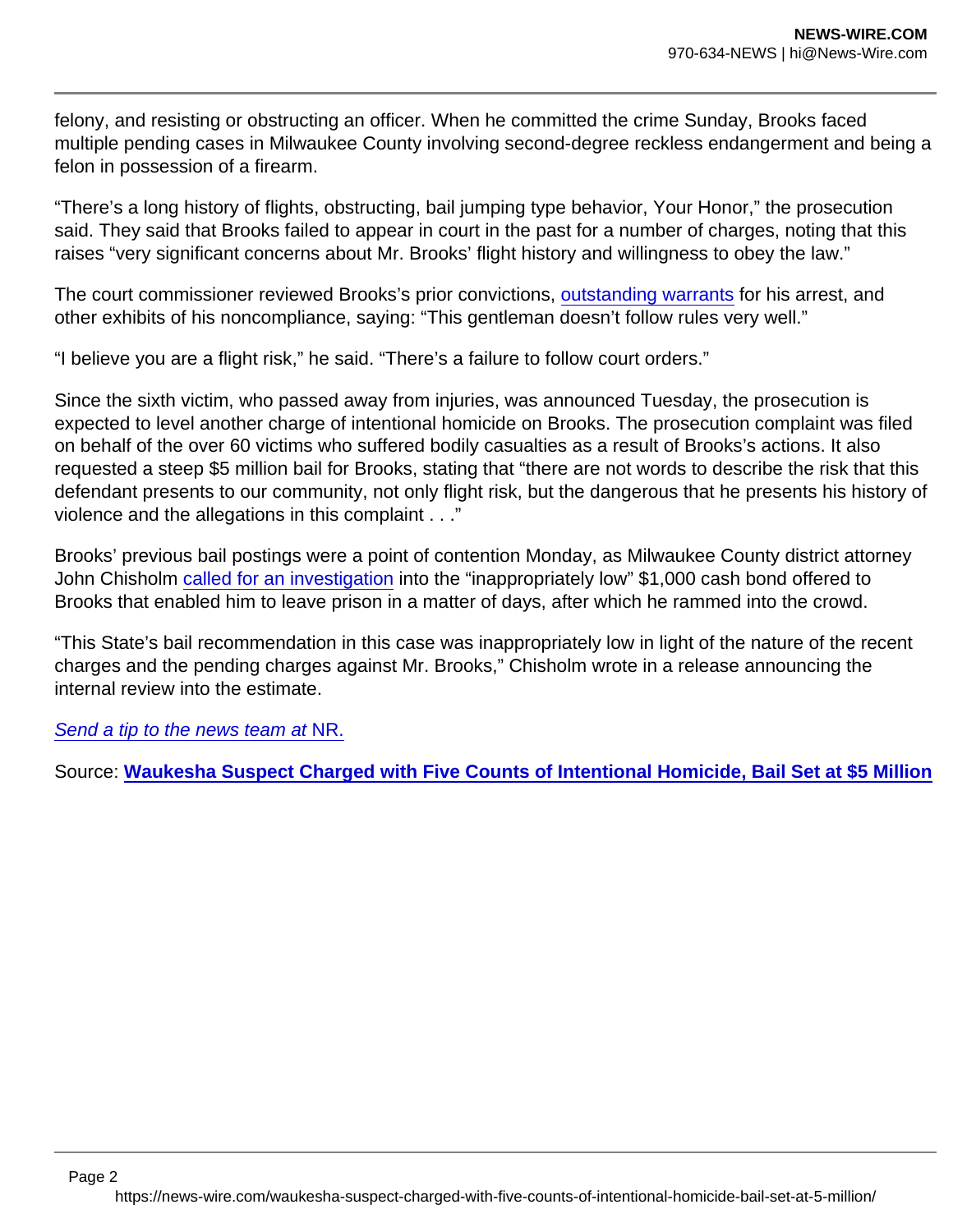felony, and resisting or obstructing an officer. When he committed the crime Sunday, Brooks faced multiple pending cases in Milwaukee County involving second-degree reckless endangerment and being a felon in possession of a firearm.

"There's a long history of flights, obstructing, bail jumping type behavior, Your Honor," the prosecution said. They said that Brooks failed to appear in court in the past for a number of charges, noting that this raises "very significant concerns about Mr. Brooks' flight history and willingness to obey the law."

The court commissioner reviewed Brooks's prior convictions, outstanding warrants for his arrest, and other exhibits of his noncompliance, saying: "This gentleman doesn't follow rules very well."

"I believe you are a flight risk," he said. "There's a failure to follow court orders."

Since the sixth victim, who passed away from injuries, was announced Tuesday, the prosecution is expected to level another charge of intentional homicide on Brooks. The prosecution complaint was filed on behalf of the over 60 victims who suffered bodily casualties as a result of Brooks's actions. It also requested a steep $5 million bail for Brooks, stating that "there are not words to describe the risk that this defendant presents to our community, not only flight risk, but the dangerous that he presents his history of violence and the allegations in this complaint . . ."

Brooks' previous bail postings were a point of contention Monday, as Milwaukee County district attorney John Chisholm called for an investigation into the "inappropriately low" $1,000 cash bond offered to Brooks that enabled him to leave prison in a matter of days, after which he rammed into the crowd.

"This State's bail recommendation in this case was inappropriately low in light of the nature of the recent charges and the pending charges against Mr. Brooks," Chisholm wrote in a release announcing the internal review into the estimate.

*Send a tip to the news team at* NR.

Source: **Waukesha Suspect Charged with Five Counts of Intentional Homicide, Bail Set at $5 Million**